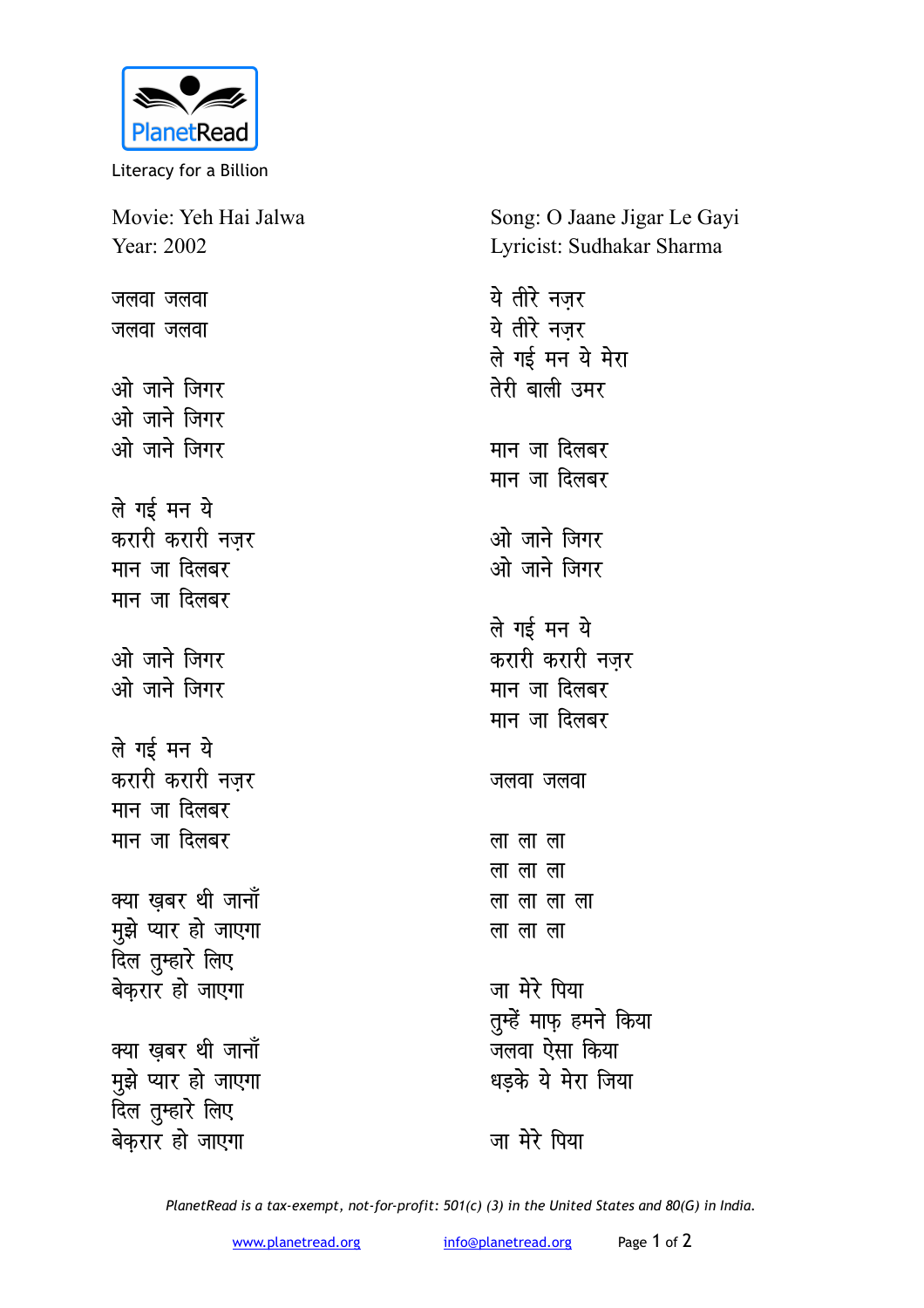PlanetRead

Literacy for a Billion

Movie: Yeh Hai Jalwa
Year: 2002

Song: O Jaane Jigar Le Gayi
Lyricist: Sudhakar Sharma

जलवा जलवा
जलवा जलवा

ओ जाने जिगर
ओ जाने जिगर
ओ जाने जिगर

ले गई मन ये
करारी करारी नज़र
मान जा दिलबर
मान जा दिलबर

ओ जाने जिगर
ओ जाने जिगर

ले गई मन ये
करारी करारी नज़र
मान जा दिलबर
मान जा दिलबर

क्या ख़बर थी जानाँ
मुझे प्यार हो जाएगा
दिल तुम्हारे लिए
बेक़रार हो जाएगा

क्या ख़बर थी जानाँ
मुझे प्यार हो जाएगा
दिल तुम्हारे लिए
बेक़रार हो जाएगा

ये तीरे नज़र
ये तीरे नज़र
ले गई मन ये मेरा
तेरी बाली उमर

मान जा दिलबर
मान जा दिलबर

ओ जाने जिगर
ओ जाने जिगर

ले गई मन ये
करारी करारी नज़र
मान जा दिलबर
मान जा दिलबर

जलवा जलवा

ला ला ला
ला ला ला
ला ला ला ला
ला ला ला

जा मेरे पिया
तुम्हें माफ़ हमने किया
जलवा ऐसा किया
धड़के ये मेरा जिया

जा मेरे पिया

*PlanetRead is a tax-exempt, not-for-profit: 501(c) (3) in the United States and 80(G) in India.*

www.planetread.org info@planetread.org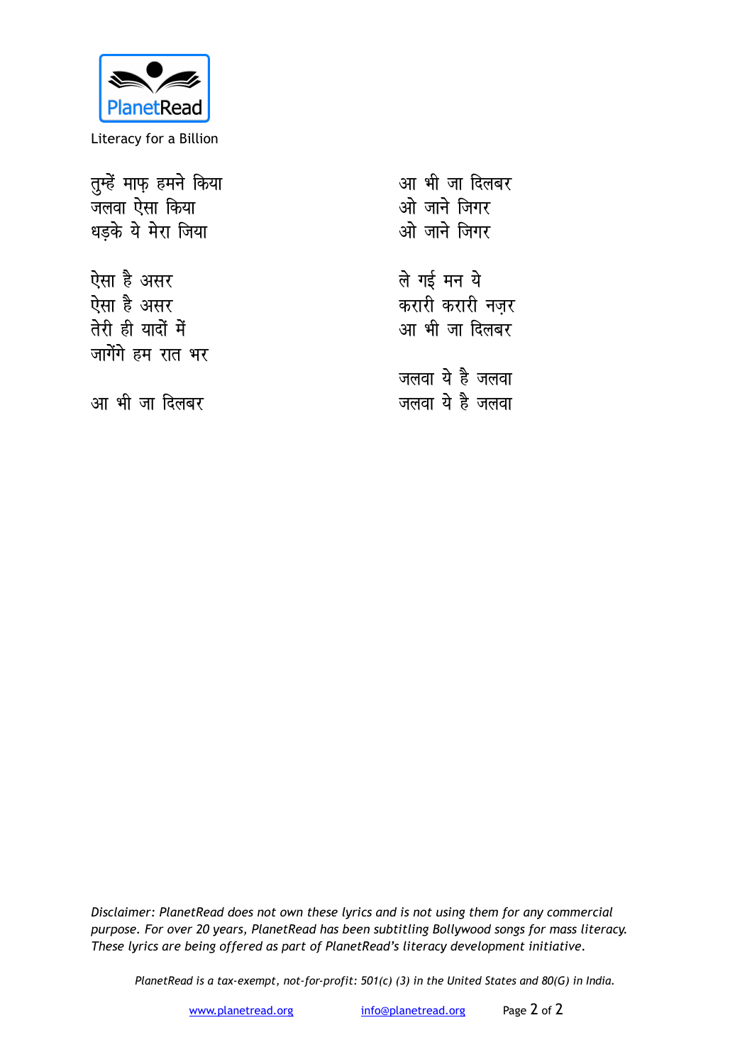PlanetRead

Literacy for a Billion

तुम्हें माफ़ हमने किया
जलवा ऐसा किया
धड़के ये मेरा जिया

ऐसा है असर
ऐसा है असर
तेरी ही यादों में
जागेंगे हम रात भर

आ भी जा दिलबर

आ भी जा दिलबर
ओ जाने जिगर
ओ जाने जिगर

ले गई मन ये
करारी करारी नज़र
आ भी जा दिलबर

जलवा ये है जलवा
जलवा ये है जलवा

*Disclaimer: PlanetRead does not own these lyrics and is not using them for any commercial purpose. For over 20 years, PlanetRead has been subtitling Bollywood songs for mass literacy. These lyrics are being offered as part of PlanetRead's literacy development initiative.*

*PlanetRead is a tax-exempt, not-for-profit: 501(c) (3) in the United States and 80(G) in India.*

www.planetread.org info@planetread.org